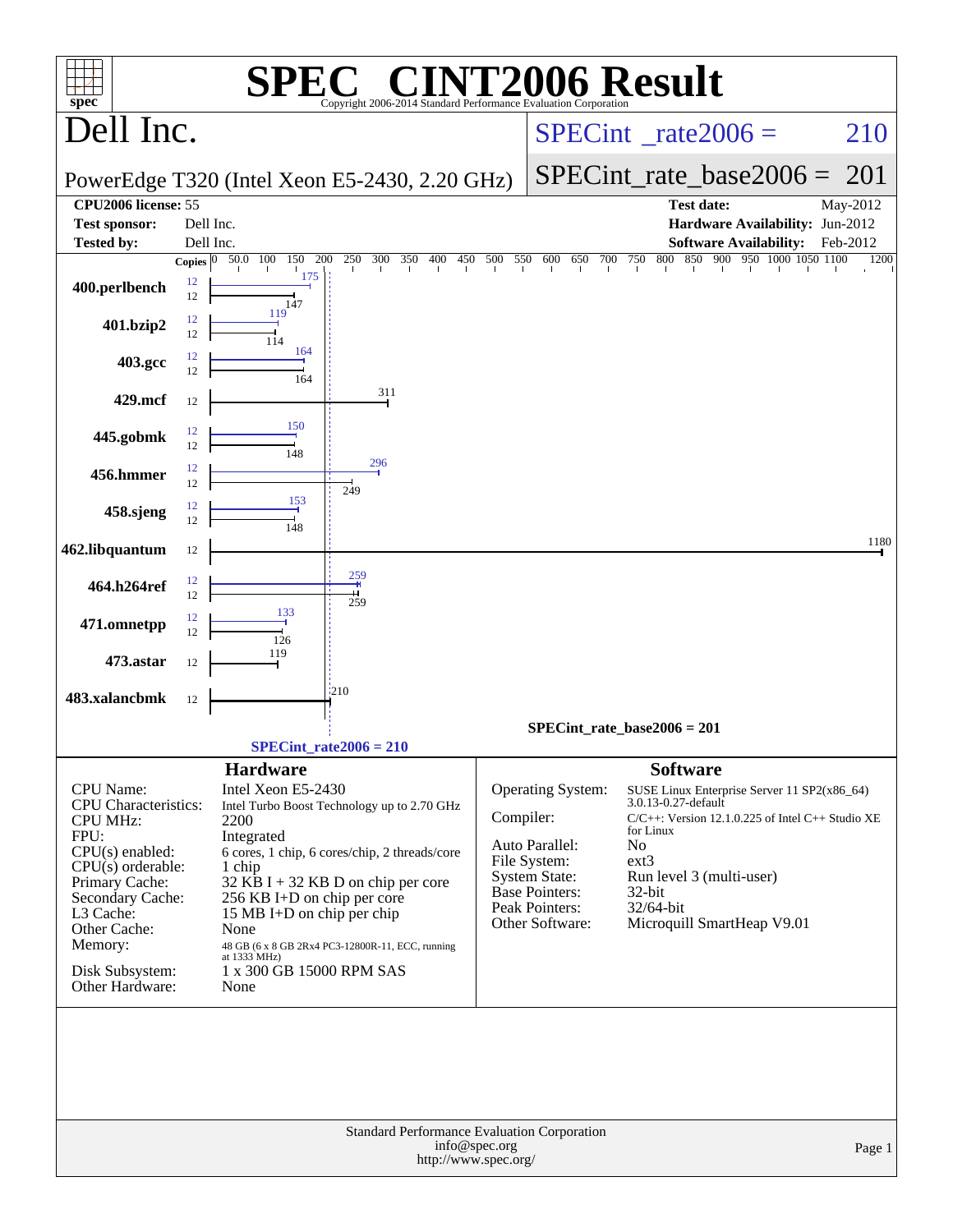# SPEC® CINT2006 Result

Copyright 2006-2014 Standard Performance Evaluation Corporation

## Dell Inc.

PowerEdge T320 (Intel Xeon E5-2430, 2.20 GHz)

SPECint_rate2006 = 210

SPECint_rate_base2006 = 201

| | | | |
|---|---|---|---|
| **CPU2006 license:** | 55 | **Test date:** | May-2012 |
| **Test sponsor:** | Dell Inc. | **Hardware Availability:** | Jun-2012 |
| **Tested by:** | Dell Inc. | **Software Availability:** | Feb-2012 |

| Benchmark | Copies (peak) | Peak | Copies (base) | Base |
|---|---|---|---|---|
| 400.perlbench | 12 | 175 | 12 | 147 |
| 401.bzip2 | 12 | 119 | 12 | 114 |
| 403.gcc | 12 | 164 | 12 | 164 |
| 429.mcf | | | 12 | 311 |
| 445.gobmk | 12 | 150 | 12 | 148 |
| 456.hmmer | 12 | 296 | 12 | 249 |
| 458.sjeng | 12 | 153 | 12 | 148 |
| 462.libquantum | | | 12 | 1180 |
| 464.h264ref | 12 | 259 | 12 | 259 |
| 471.omnetpp | 12 | 133 | 12 | 126 |
| 473.astar | | | 12 | 119 |
| 483.xalancbmk | | | 12 | 210 |

SPECint_rate_base2006 = 201

SPECint_rate2006 = 210

## Hardware

| | |
|---|---|
| CPU Name: | Intel Xeon E5-2430 |
| CPU Characteristics: | Intel Turbo Boost Technology up to 2.70 GHz |
| CPU MHz: | 2200 |
| FPU: | Integrated |
| CPU(s) enabled: | 6 cores, 1 chip, 6 cores/chip, 2 threads/core |
| CPU(s) orderable: | 1 chip |
| Primary Cache: | 32 KB I + 32 KB D on chip per core |
| Secondary Cache: | 256 KB I+D on chip per core |
| L3 Cache: | 15 MB I+D on chip per chip |
| Other Cache: | None |
| Memory: | 48 GB (6 x 8 GB 2Rx4 PC3-12800R-11, ECC, running at 1333 MHz) |
| Disk Subsystem: | 1 x 300 GB 15000 RPM SAS |
| Other Hardware: | None |

## Software

| | |
|---|---|
| Operating System: | SUSE Linux Enterprise Server 11 SP2(x86_64) 3.0.13-0.27-default |
| Compiler: | C/C++: Version 12.1.0.225 of Intel C++ Studio XE for Linux |
| Auto Parallel: | No |
| File System: | ext3 |
| System State: | Run level 3 (multi-user) |
| Base Pointers: | 32-bit |
| Peak Pointers: | 32/64-bit |
| Other Software: | Microquill SmartHeap V9.01 |

Standard Performance Evaluation Corporation
info@spec.org
http://www.spec.org/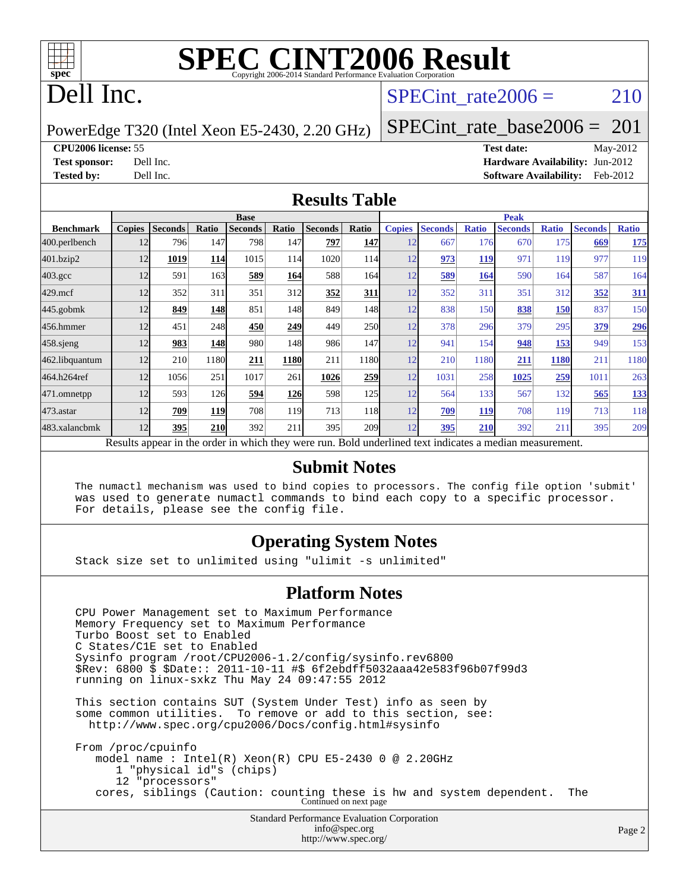# SPEC CINT2006 Result

Copyright 2006-2014 Standard Performance Evaluation Corporation

# Dell Inc.

PowerEdge T320 (Intel Xeon E5-2430, 2.20 GHz)

SPECint_rate2006 = 210

SPECint_rate_base2006 = 201

**CPU2006 license:** 55
**Test sponsor:** Dell Inc.
**Tested by:** Dell Inc.

**Test date:** May-2012
**Hardware Availability:** Jun-2012
**Software Availability:** Feb-2012

## Results Table

| Benchmark | Base | | | | | | | Peak | | | | | | |
|---|---|---|---|---|---|---|---|---|---|---|---|---|---|---|
| | Copies | Seconds | Ratio | Seconds | Ratio | Seconds | Ratio | Copies | Seconds | Ratio | Seconds | Ratio | Seconds | Ratio |
| 400.perlbench | 12 | 796 | 147 | 798 | 147 | **797** | **147** | 12 | 667 | 176 | 670 | 175 | **669** | **175** |
| 401.bzip2 | 12 | **1019** | **114** | 1015 | 114 | 1020 | 114 | 12 | **973** | **119** | 971 | 119 | 977 | 119 |
| 403.gcc | 12 | 591 | 163 | **589** | **164** | 588 | 164 | 12 | **589** | **164** | 590 | 164 | 587 | 164 |
| 429.mcf | 12 | 352 | 311 | 351 | 312 | **352** | **311** | 12 | 352 | 311 | 351 | 312 | **352** | **311** |
| 445.gobmk | 12 | **849** | **148** | 851 | 148 | 849 | 148 | 12 | 838 | 150 | **838** | **150** | 837 | 150 |
| 456.hmmer | 12 | 451 | 248 | **450** | **249** | 449 | 250 | 12 | 378 | 296 | 379 | 295 | **379** | **296** |
| 458.sjeng | 12 | **983** | **148** | 980 | 148 | 986 | 147 | 12 | 941 | 154 | **948** | **153** | 949 | 153 |
| 462.libquantum | 12 | 210 | 1180 | **211** | **1180** | 211 | 1180 | 12 | 210 | 1180 | **211** | **1180** | 211 | 1180 |
| 464.h264ref | 12 | 1056 | 251 | 1017 | 261 | **1026** | **259** | 12 | 1031 | 258 | **1025** | **259** | 1011 | 263 |
| 471.omnetpp | 12 | 593 | 126 | **594** | **126** | 598 | 125 | 12 | 564 | 133 | 567 | 132 | **565** | **133** |
| 473.astar | 12 | **709** | **119** | 708 | 119 | 713 | 118 | 12 | **709** | **119** | 708 | 119 | 713 | 118 |
| 483.xalancbmk | 12 | **395** | **210** | 392 | 211 | 395 | 209 | 12 | **395** | **210** | 392 | 211 | 395 | 209 |

Results appear in the order in which they were run. Bold underlined text indicates a median measurement.

## Submit Notes

```
The numactl mechanism was used to bind copies to processors. The config file option 'submit'
was used to generate numactl commands to bind each copy to a specific processor.
For details, please see the config file.
```

## Operating System Notes

```
Stack size set to unlimited using "ulimit -s unlimited"
```

## Platform Notes

```
CPU Power Management set to Maximum Performance
Memory Frequency set to Maximum Performance
Turbo Boost set to Enabled
C States/C1E set to Enabled
Sysinfo program /root/CPU2006-1.2/config/sysinfo.rev6800
$Rev: 6800 $ $Date:: 2011-10-11 #$ 6f2ebdff5032aaa42e583f96b07f99d3
running on linux-sxkz Thu May 24 09:47:55 2012

This section contains SUT (System Under Test) info as seen by
some common utilities.  To remove or add to this section, see:
  http://www.spec.org/cpu2006/Docs/config.html#sysinfo

From /proc/cpuinfo
   model name : Intel(R) Xeon(R) CPU E5-2430 0 @ 2.20GHz
      1 "physical id"s (chips)
      12 "processors"
   cores, siblings (Caution: counting these is hw and system dependent.  The
```

Continued on next page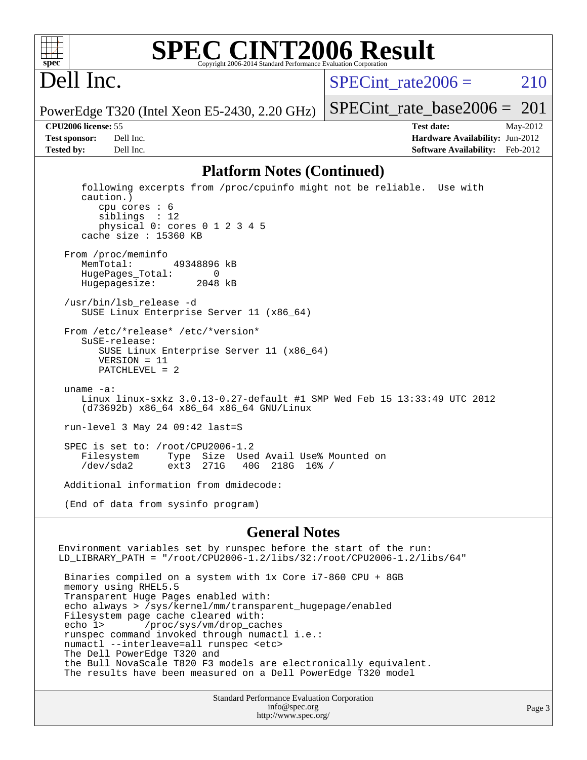# SPEC CINT2006 Result

## Dell Inc.

PowerEdge T320 (Intel Xeon E5-2430, 2.20 GHz)

SPECint_rate2006 = 210

SPECint_rate_base2006 = 201

**CPU2006 license:** 55
**Test sponsor:** Dell Inc.
**Tested by:** Dell Inc.

**Test date:** May-2012
**Hardware Availability:** Jun-2012
**Software Availability:** Feb-2012

### Platform Notes (Continued)

```
    following excerpts from /proc/cpuinfo might not be reliable.  Use with
    caution.)
       cpu cores : 6
       siblings  : 12
       physical 0: cores 0 1 2 3 4 5
    cache size : 15360 KB

 From /proc/meminfo
    MemTotal:       49348896 kB
    HugePages_Total:       0
    Hugepagesize:       2048 kB

 /usr/bin/lsb_release -d
    SUSE Linux Enterprise Server 11 (x86_64)

 From /etc/*release* /etc/*version*
    SuSE-release:
       SUSE Linux Enterprise Server 11 (x86_64)
       VERSION = 11
       PATCHLEVEL = 2

 uname -a:
    Linux linux-sxkz 3.0.13-0.27-default #1 SMP Wed Feb 15 13:33:49 UTC 2012
    (d73692b) x86_64 x86_64 x86_64 GNU/Linux

 run-level 3 May 24 09:42 last=S

 SPEC is set to: /root/CPU2006-1.2
    Filesystem     Type  Size  Used Avail Use% Mounted on
    /dev/sda2      ext3  271G   40G  218G  16% /

 Additional information from dmidecode:

 (End of data from sysinfo program)
```

### General Notes

```
Environment variables set by runspec before the start of the run:
LD_LIBRARY_PATH = "/root/CPU2006-1.2/libs/32:/root/CPU2006-1.2/libs/64"

 Binaries compiled on a system with 1x Core i7-860 CPU + 8GB
 memory using RHEL5.5
 Transparent Huge Pages enabled with:
 echo always > /sys/kernel/mm/transparent_hugepage/enabled
 Filesystem page cache cleared with:
 echo 1>       /proc/sys/vm/drop_caches
 runspec command invoked through numactl i.e.:
 numactl --interleave=all runspec <etc>
 The Dell PowerEdge T320 and
 the Bull NovaScale T820 F3 models are electronically equivalent.
 The results have been measured on a Dell PowerEdge T320 model
```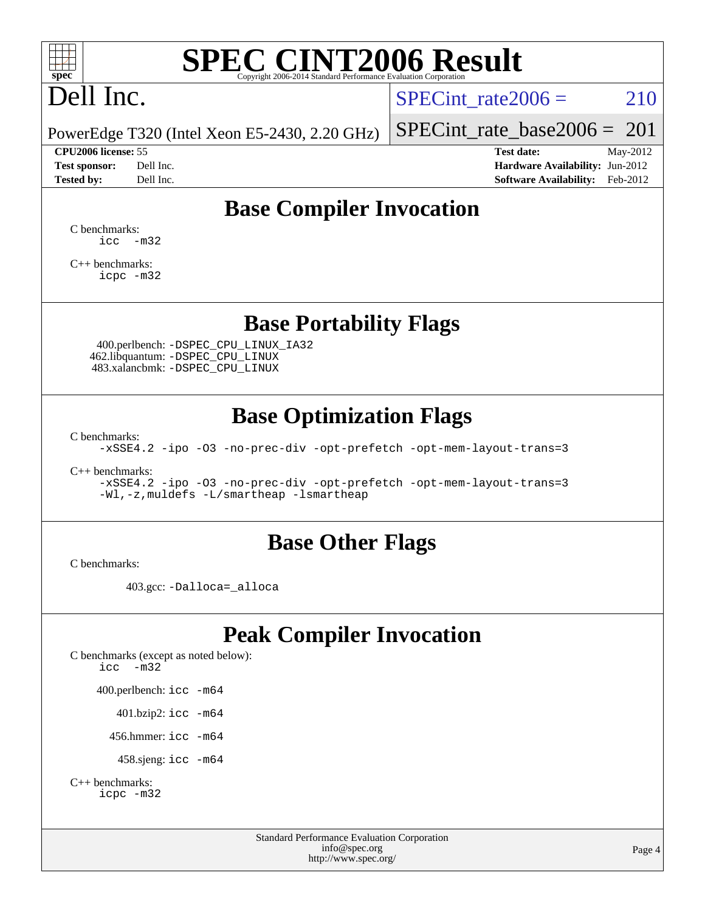# SPEC CINT2006 Result

Dell Inc.

PowerEdge T320 (Intel Xeon E5-2430, 2.20 GHz)

SPECint_rate2006 = 210

SPECint_rate_base2006 = 201

**CPU2006 license:** 55
**Test sponsor:** Dell Inc.
**Tested by:** Dell Inc.

**Test date:** May-2012
**Hardware Availability:** Jun-2012
**Software Availability:** Feb-2012

## Base Compiler Invocation

C benchmarks:
```
icc  -m32
```

C++ benchmarks:
```
icpc -m32
```

## Base Portability Flags

400.perlbench: `-DSPEC_CPU_LINUX_IA32`
462.libquantum: `-DSPEC_CPU_LINUX`
483.xalancbmk: `-DSPEC_CPU_LINUX`

## Base Optimization Flags

C benchmarks:
```
-xSSE4.2 -ipo -O3 -no-prec-div -opt-prefetch -opt-mem-layout-trans=3
```

C++ benchmarks:
```
-xSSE4.2 -ipo -O3 -no-prec-div -opt-prefetch -opt-mem-layout-trans=3
-Wl,-z,muldefs -L/smartheap -lsmartheap
```

## Base Other Flags

C benchmarks:

403.gcc: `-Dalloca=_alloca`

## Peak Compiler Invocation

C benchmarks (except as noted below):
```
icc  -m32
```

400.perlbench: `icc -m64`

401.bzip2: `icc -m64`

456.hmmer: `icc -m64`

458.sjeng: `icc -m64`

C++ benchmarks:
```
icpc -m32
```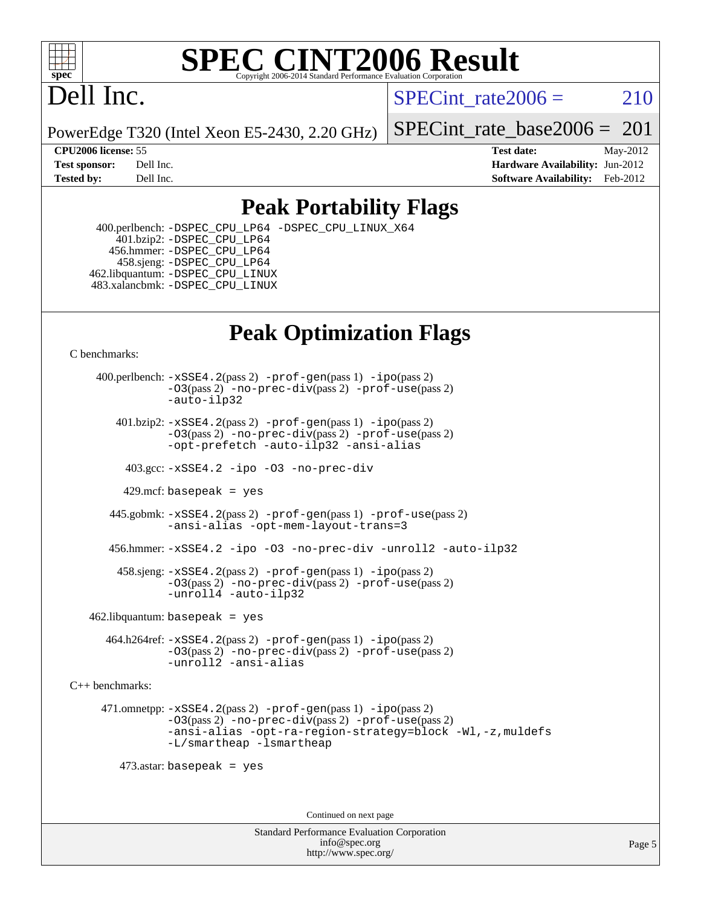# SPEC CINT2006 Result

Copyright 2006-2014 Standard Performance Evaluation Corporation

# Dell Inc.

PowerEdge T320 (Intel Xeon E5-2430, 2.20 GHz)

SPECint_rate2006 = 210

SPECint_rate_base2006 = 201

| | | | |
|---|---|---|---|
| **CPU2006 license:** | 55 | **Test date:** | May-2012 |
| **Test sponsor:** | Dell Inc. | **Hardware Availability:** | Jun-2012 |
| **Tested by:** | Dell Inc. | **Software Availability:** | Feb-2012 |

## Peak Portability Flags

400.perlbench: -DSPEC_CPU_LP64 -DSPEC_CPU_LINUX_X64
401.bzip2: -DSPEC_CPU_LP64
456.hmmer: -DSPEC_CPU_LP64
458.sjeng: -DSPEC_CPU_LP64
462.libquantum: -DSPEC_CPU_LINUX
483.xalancbmk: -DSPEC_CPU_LINUX

## Peak Optimization Flags

C benchmarks:

400.perlbench: -xSSE4.2(pass 2) -prof-gen(pass 1) -ipo(pass 2) -O3(pass 2) -no-prec-div(pass 2) -prof-use(pass 2) -auto-ilp32

401.bzip2: -xSSE4.2(pass 2) -prof-gen(pass 1) -ipo(pass 2) -O3(pass 2) -no-prec-div(pass 2) -prof-use(pass 2) -opt-prefetch -auto-ilp32 -ansi-alias

403.gcc: -xSSE4.2 -ipo -O3 -no-prec-div

429.mcf: basepeak = yes

445.gobmk: -xSSE4.2(pass 2) -prof-gen(pass 1) -prof-use(pass 2) -ansi-alias -opt-mem-layout-trans=3

456.hmmer: -xSSE4.2 -ipo -O3 -no-prec-div -unroll2 -auto-ilp32

458.sjeng: -xSSE4.2(pass 2) -prof-gen(pass 1) -ipo(pass 2) -O3(pass 2) -no-prec-div(pass 2) -prof-use(pass 2) -unroll4 -auto-ilp32

462.libquantum: basepeak = yes

464.h264ref: -xSSE4.2(pass 2) -prof-gen(pass 1) -ipo(pass 2) -O3(pass 2) -no-prec-div(pass 2) -prof-use(pass 2) -unroll2 -ansi-alias

C++ benchmarks:

471.omnetpp: -xSSE4.2(pass 2) -prof-gen(pass 1) -ipo(pass 2) -O3(pass 2) -no-prec-div(pass 2) -prof-use(pass 2) -ansi-alias -opt-ra-region-strategy=block -Wl,-z,muldefs -L/smartheap -lsmartheap

473.astar: basepeak = yes

Continued on next page

Standard Performance Evaluation Corporation
info@spec.org
http://www.spec.org/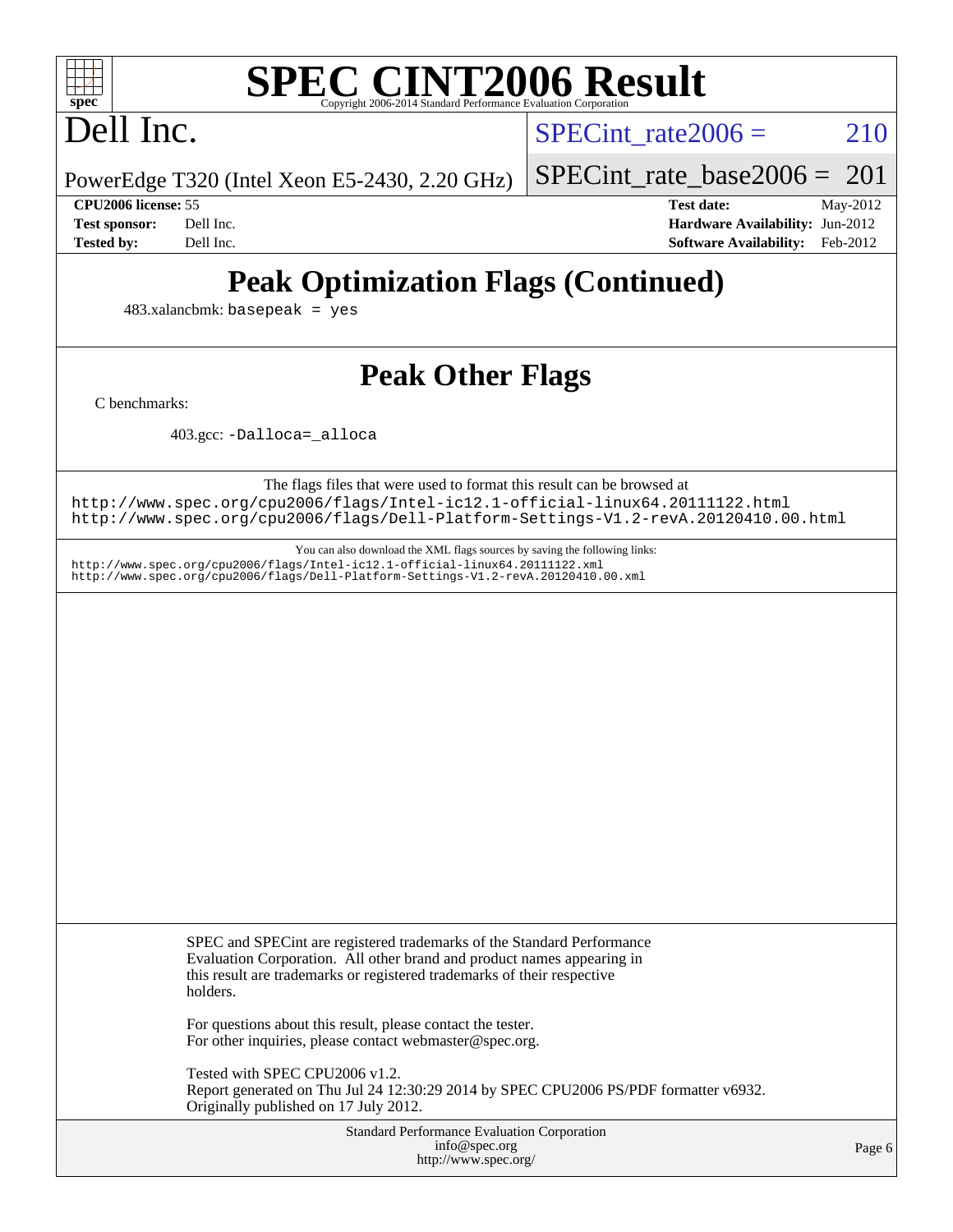# SPEC CINT2006 Result

Copyright 2006-2014 Standard Performance Evaluation Corporation

## Dell Inc.

PowerEdge T320 (Intel Xeon E5-2430, 2.20 GHz)

SPECint_rate2006 = 210

SPECint_rate_base2006 = 201

| | | | |
|---|---|---|---|
| **CPU2006 license:** | 55 | **Test date:** | May-2012 |
| **Test sponsor:** | Dell Inc. | **Hardware Availability:** | Jun-2012 |
| **Tested by:** | Dell Inc. | **Software Availability:** | Feb-2012 |

## Peak Optimization Flags (Continued)

483.xalancbmk: `basepeak = yes`

## Peak Other Flags

C benchmarks:

403.gcc: `-Dalloca=_alloca`

The flags files that were used to format this result can be browsed at
http://www.spec.org/cpu2006/flags/Intel-ic12.1-official-linux64.20111122.html
http://www.spec.org/cpu2006/flags/Dell-Platform-Settings-V1.2-revA.20120410.00.html

You can also download the XML flags sources by saving the following links:
http://www.spec.org/cpu2006/flags/Intel-ic12.1-official-linux64.20111122.xml
http://www.spec.org/cpu2006/flags/Dell-Platform-Settings-V1.2-revA.20120410.00.xml

SPEC and SPECint are registered trademarks of the Standard Performance Evaluation Corporation. All other brand and product names appearing in this result are trademarks or registered trademarks of their respective holders.

For questions about this result, please contact the tester.
For other inquiries, please contact webmaster@spec.org.

Tested with SPEC CPU2006 v1.2.
Report generated on Thu Jul 24 12:30:29 2014 by SPEC CPU2006 PS/PDF formatter v6932.
Originally published on 17 July 2012.

Standard Performance Evaluation Corporation
info@spec.org
http://www.spec.org/